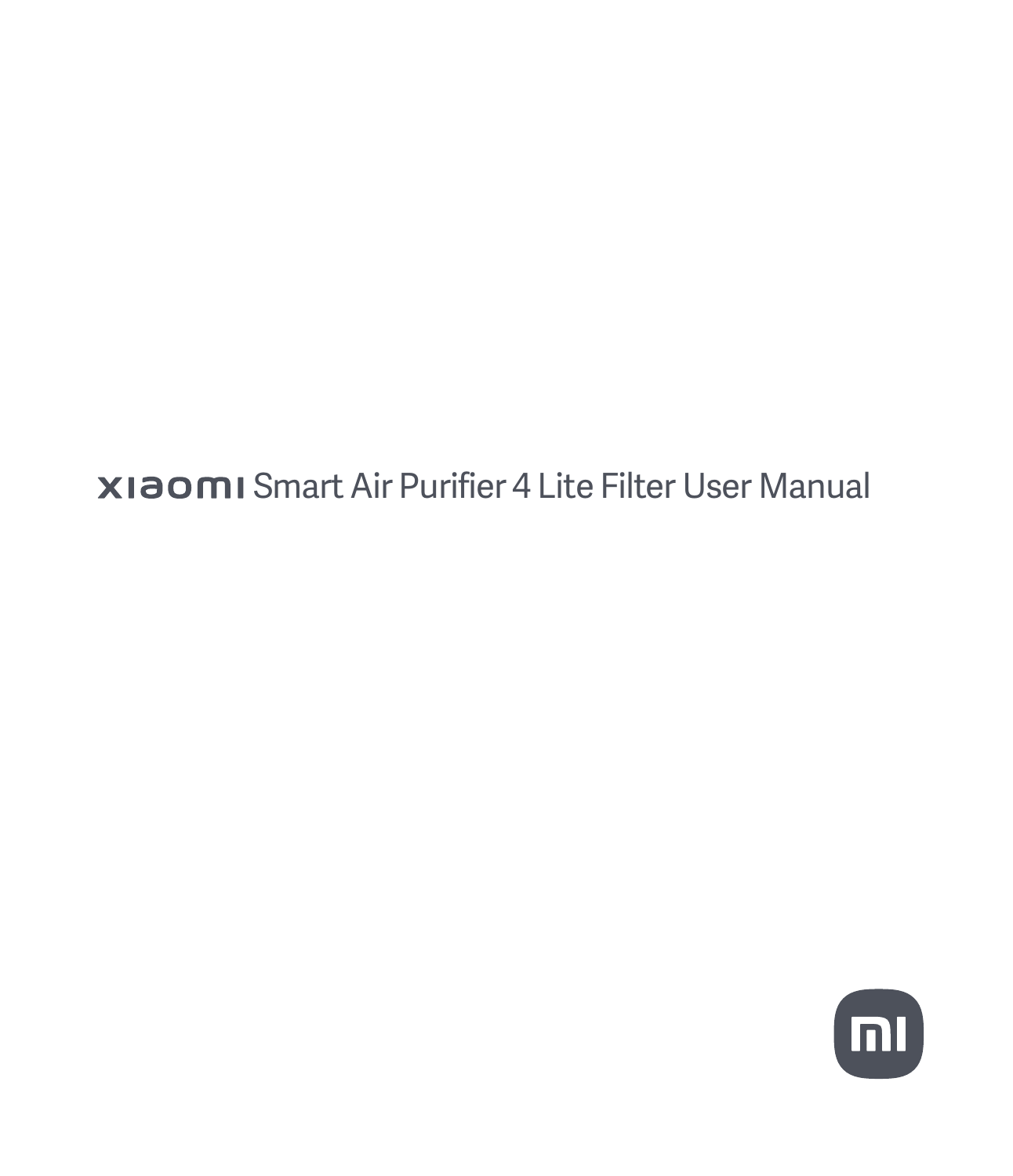# xiaomi Smart Air Purifier 4 Lite Filter User Manual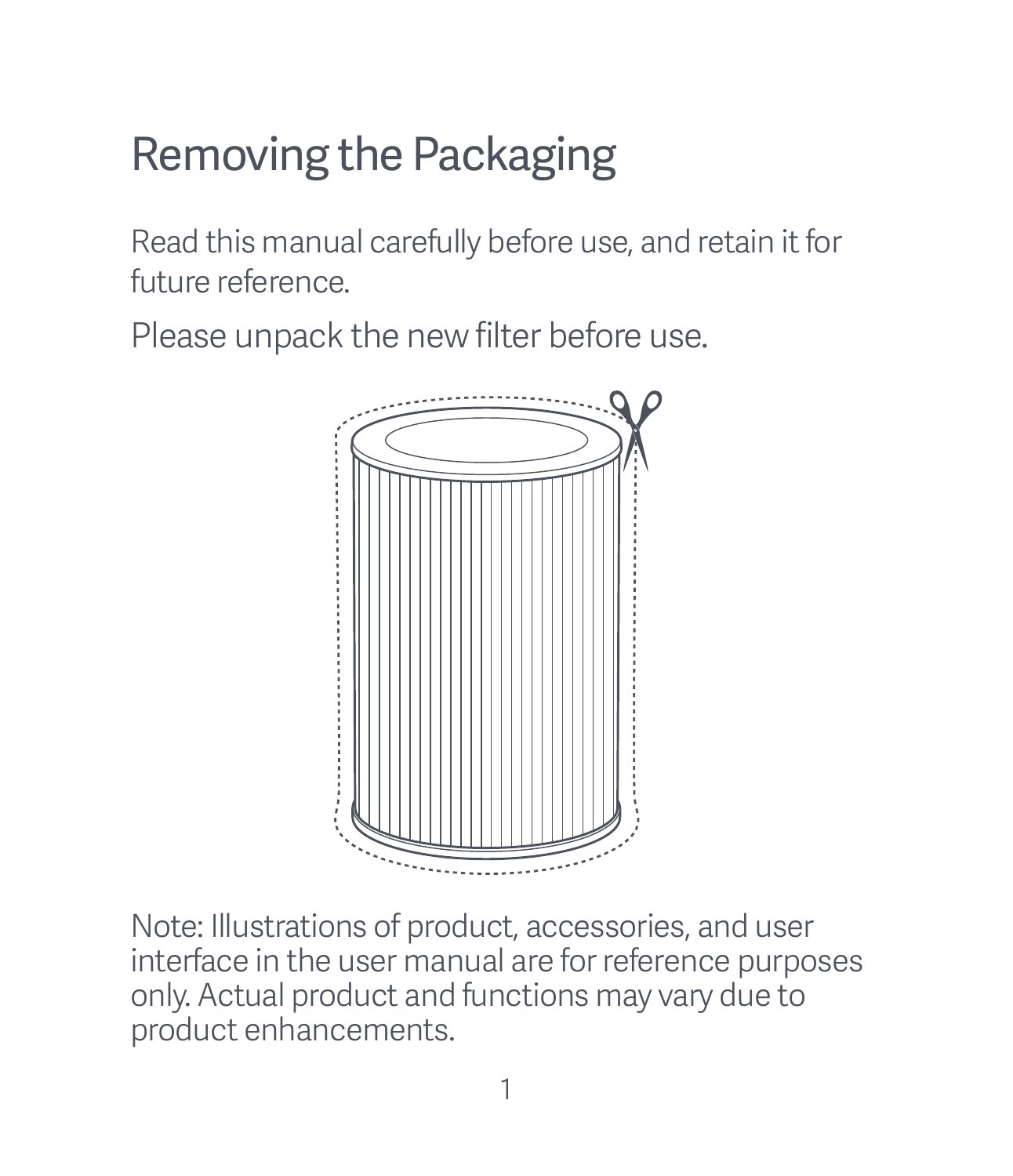# Removing the Packaging

Read this manual carefully before use, and retain it for future reference.

Please unpack the new filter before use.

Note: Illustrations of product, accessories, and user interface in the user manual are for reference purposes only. Actual product and functions may vary due to product enhancements.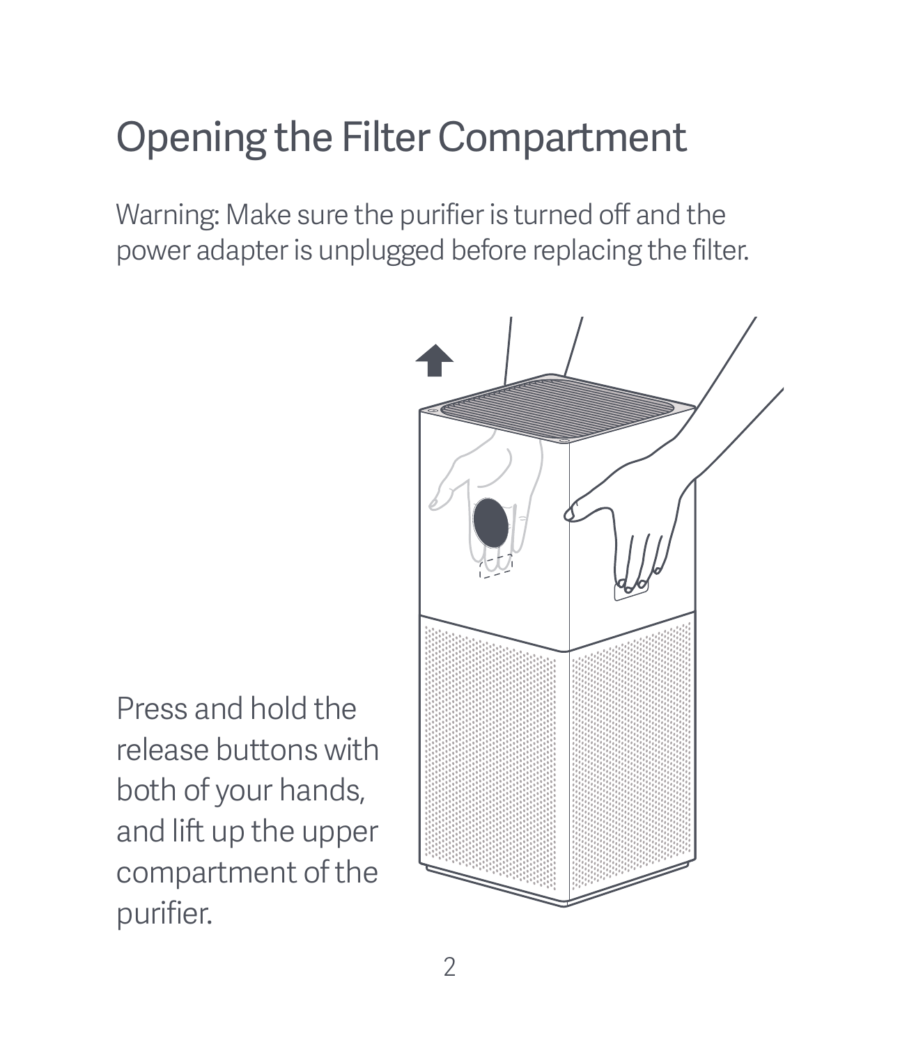# Opening the Filter Compartment

Warning: Make sure the purifier is turned off and the power adapter is unplugged before replacing the filter.

Press and hold the release buttons with both of your hands, and lift up the upper compartment of the purifier.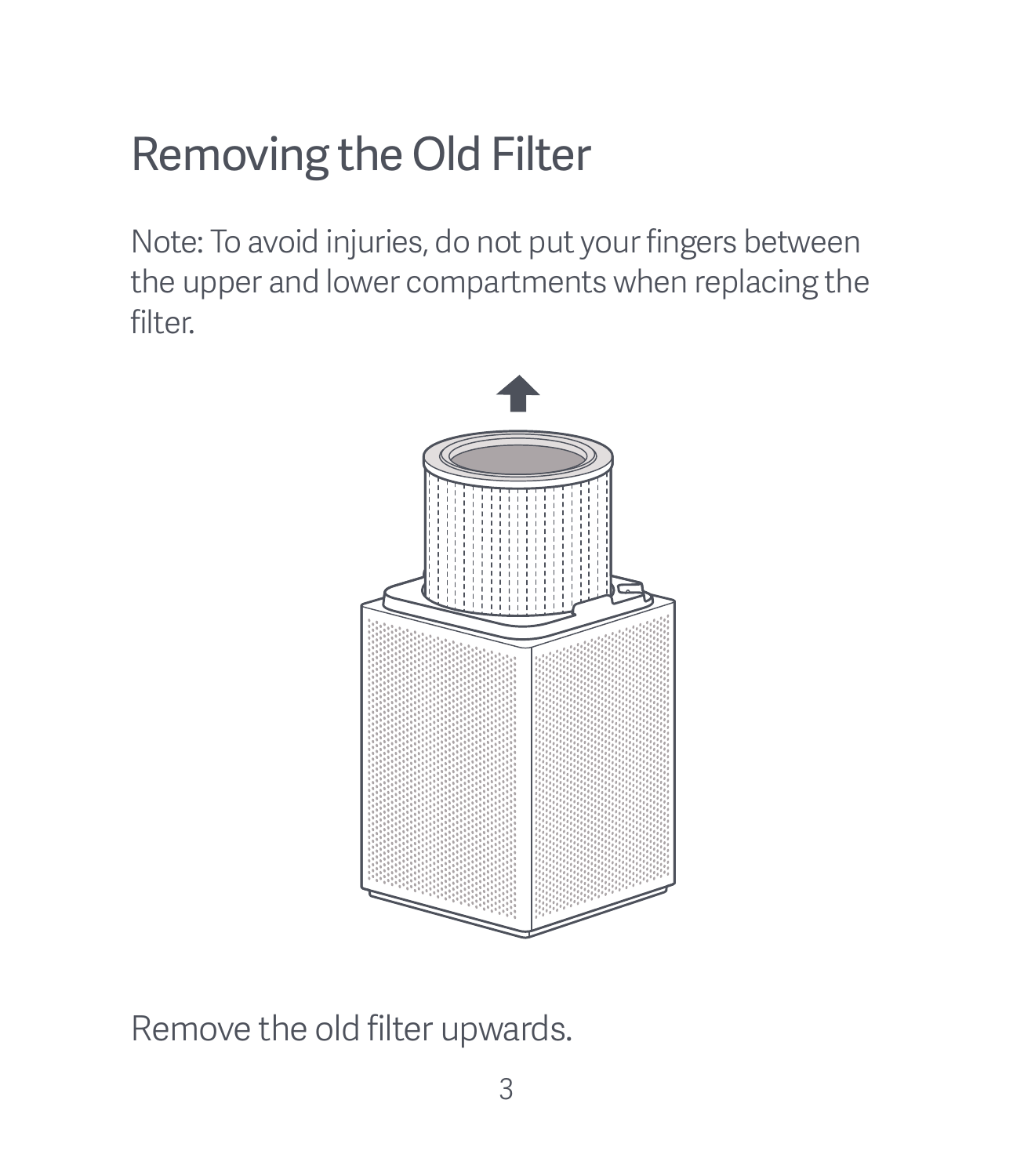# Removing the Old Filter

Note: To avoid injuries, do not put your fingers between the upper and lower compartments when replacing the filter.

Remove the old filter upwards.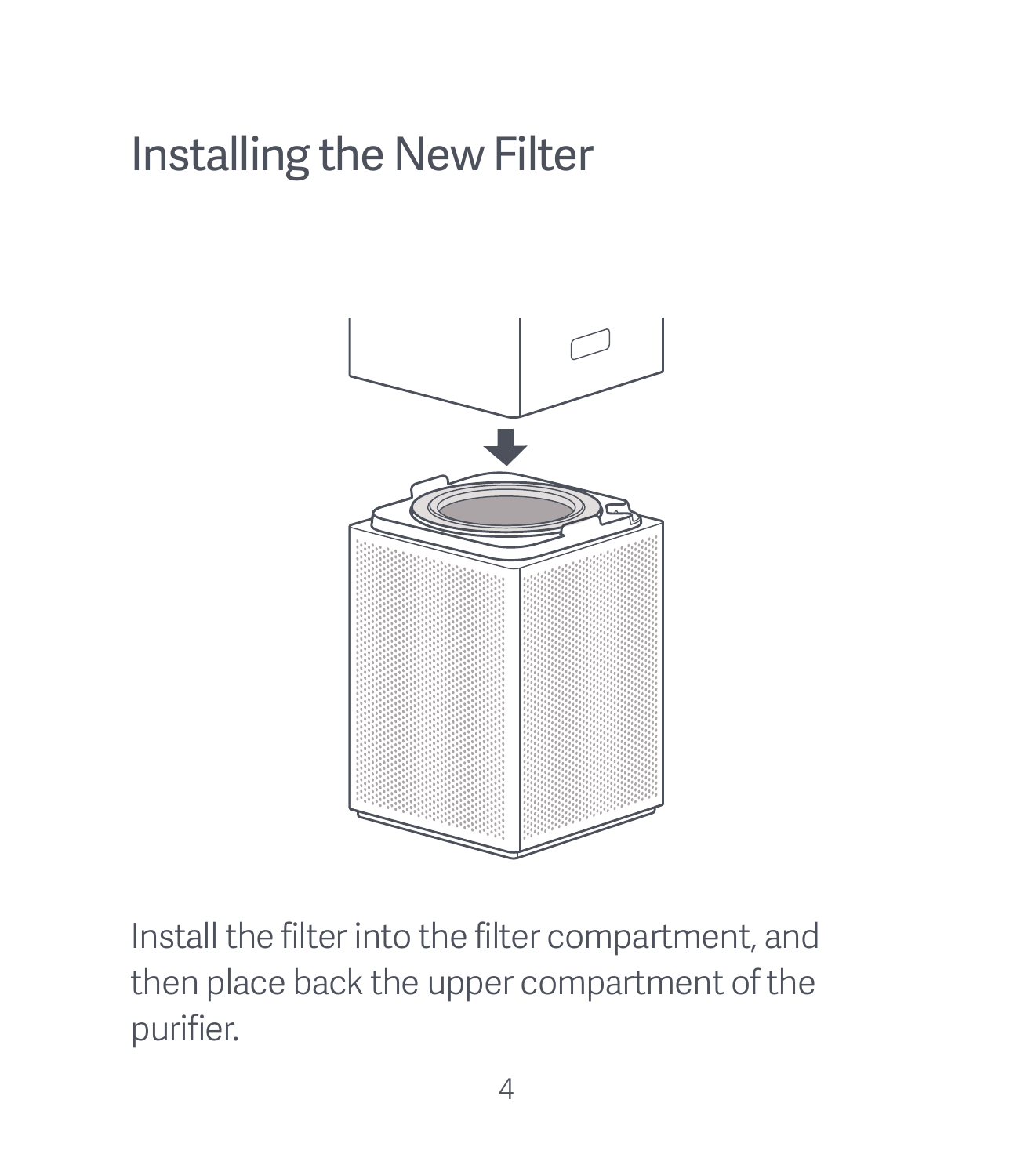# Installing the New Filter

Install the filter into the filter compartment, and then place back the upper compartment of the purifier.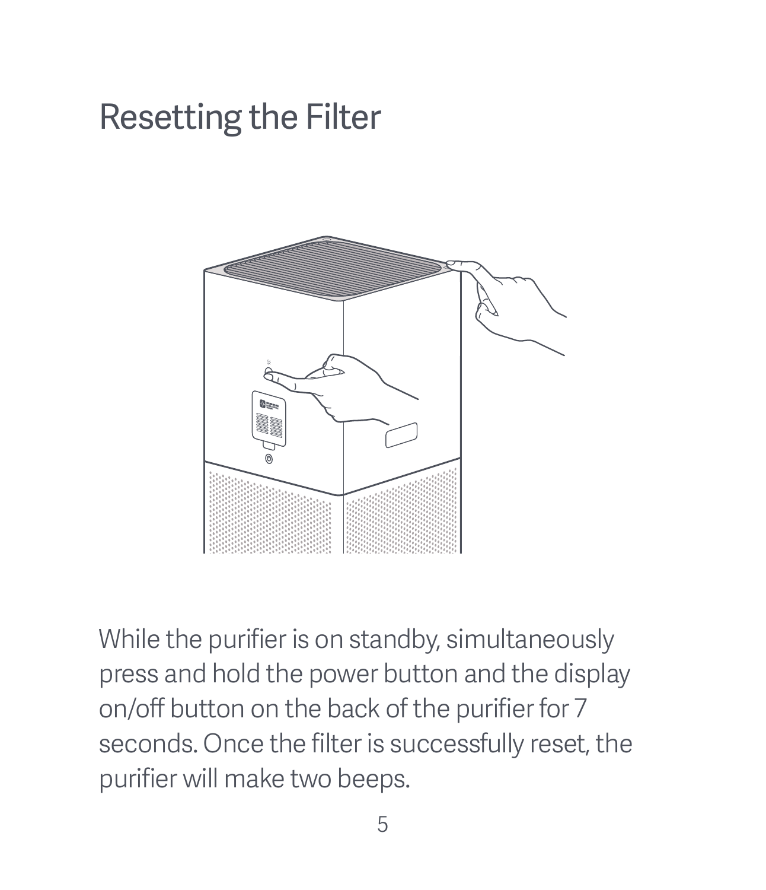# Resetting the Filter

While the purifier is on standby, simultaneously press and hold the power button and the display on/off button on the back of the purifier for 7 seconds. Once the filter is successfully reset, the purifier will make two beeps.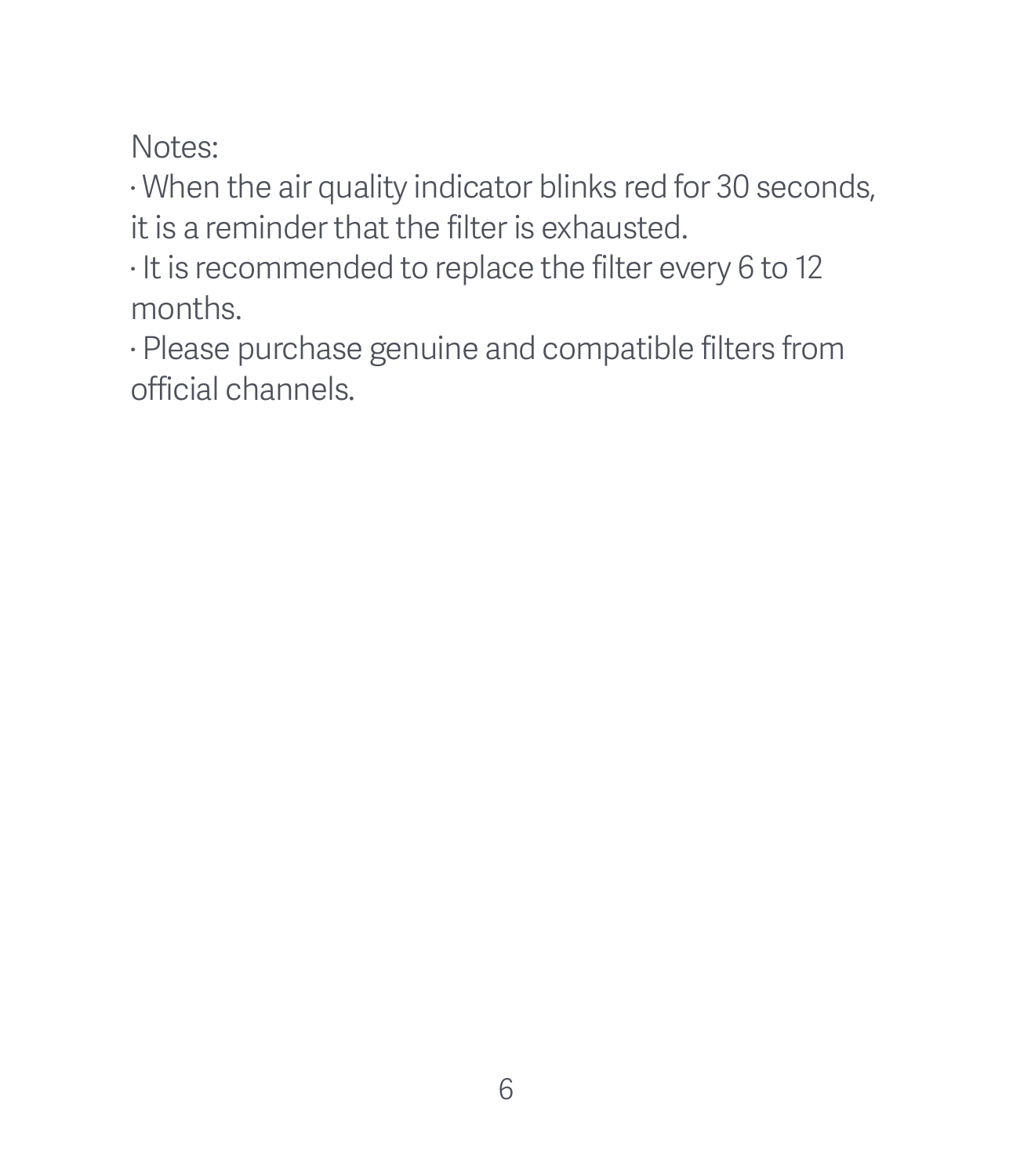Notes:

- When the air quality indicator blinks red for 30 seconds, it is a reminder that the filter is exhausted.
- It is recommended to replace the filter every 6 to 12 months.
- Please purchase genuine and compatible filters from official channels.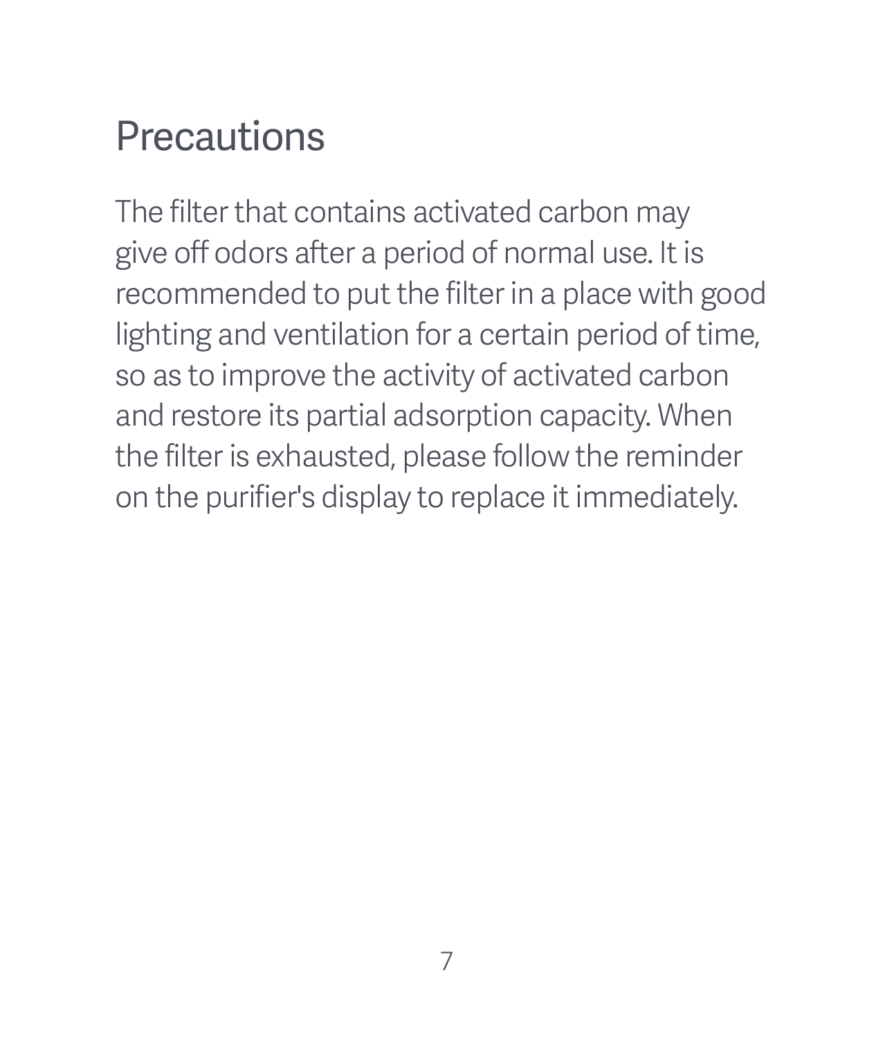# Precautions

The filter that contains activated carbon may give off odors after a period of normal use. It is recommended to put the filter in a place with good lighting and ventilation for a certain period of time, so as to improve the activity of activated carbon and restore its partial adsorption capacity. When the filter is exhausted, please follow the reminder on the purifier's display to replace it immediately.